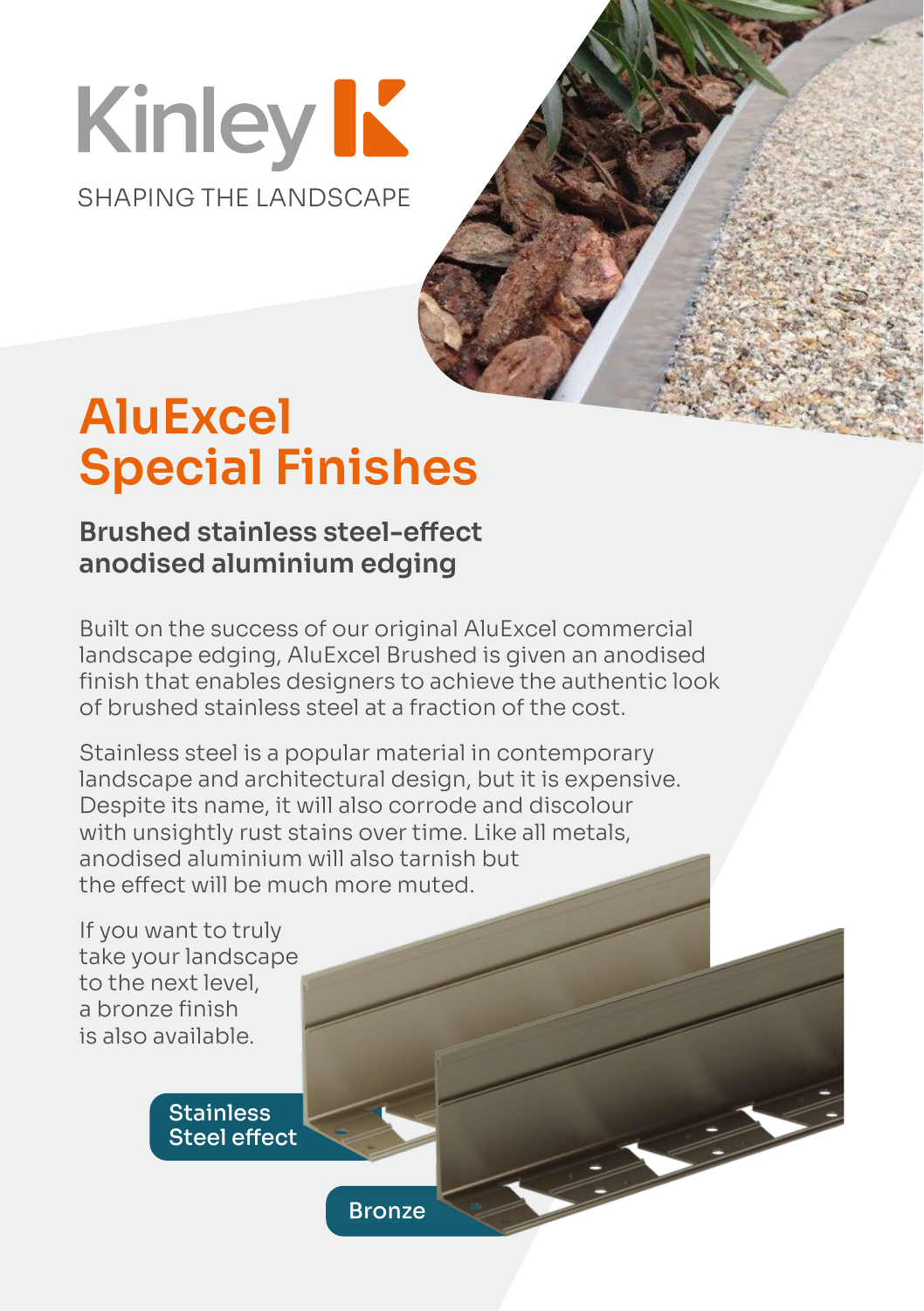Kinley

SHAPING THE LANDSCAPE

# AluExcel Special Finishes

## Brushed stainless steel-effect anodised aluminium edging

Built on the success of our original AluExcel commercial landscape edging, AluExcel Brushed is given an anodised finish that enables designers to achieve the authentic look of brushed stainless steel at a fraction of the cost.

Stainless steel is a popular material in contemporary landscape and architectural design, but it is expensive. Despite its name, it will also corrode and discolour with unsightly rust stains over time. Like all metals, anodised aluminium will also tarnish but the effect will be much more muted.

If you want to truly take your landscape to the next level, a bronze finish is also available.

Stainless Steel effect

Bronze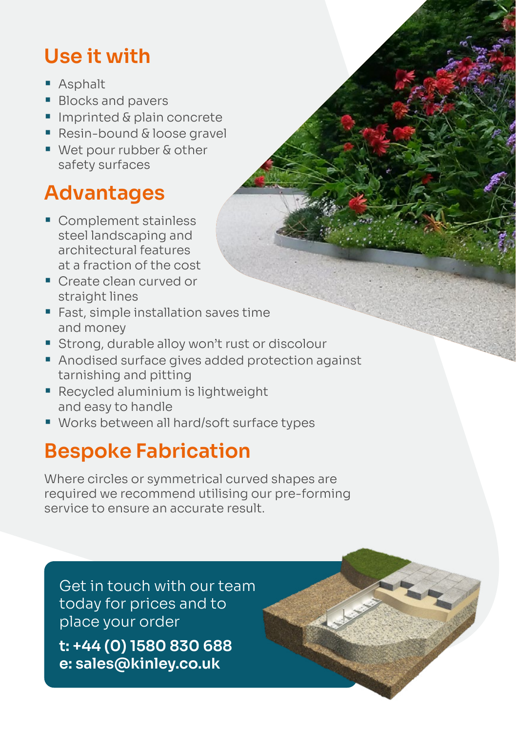## Use it with

- Asphalt
- Blocks and pavers
- Imprinted & plain concrete
- Resin-bound & loose gravel
- Wet pour rubber & other safety surfaces

## Advantages

- Complement stainless steel landscaping and architectural features at a fraction of the cost
- Create clean curved or straight lines
- Fast, simple installation saves time and money
- Strong, durable alloy won't rust or discolour
- Anodised surface gives added protection against tarnishing and pitting
- Recycled aluminium is lightweight and easy to handle
- Works between all hard/soft surface types

## Bespoke Fabrication

Where circles or symmetrical curved shapes are required we recommend utilising our pre-forming service to ensure an accurate result.

Get in touch with our team today for prices and to place your order

**t: +44 (0) 1580 830 688**
**e: sales@kinley.co.uk**